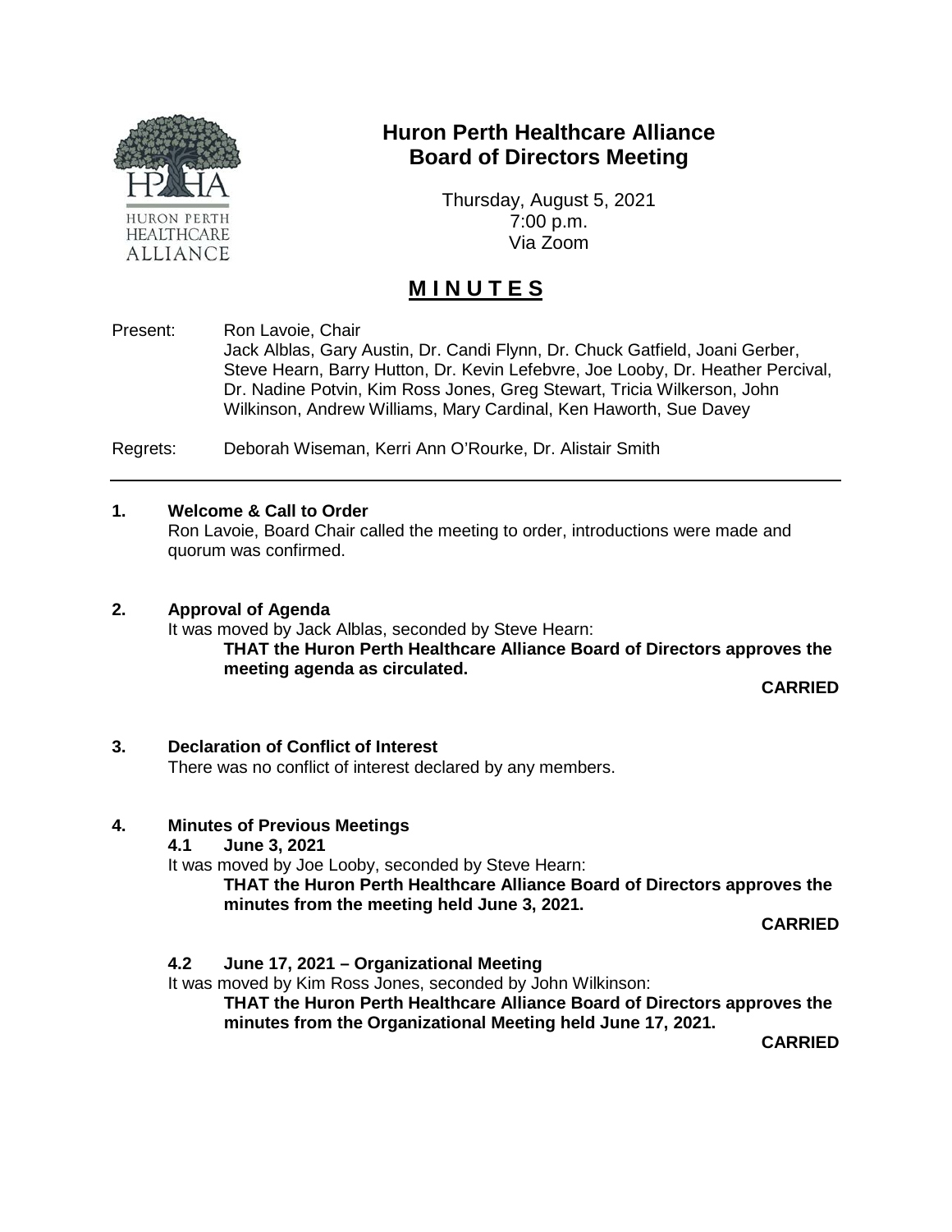# Huron Perth Healthcare Alliance Board of Directors Meeting

Thursday, August 5, 2021
7:00 p.m.
Via Zoom

## MINUTES

Present: Ron Lavoie, Chair
Jack Alblas, Gary Austin, Dr. Candi Flynn, Dr. Chuck Gatfield, Joani Gerber, Steve Hearn, Barry Hutton, Dr. Kevin Lefebvre, Joe Looby, Dr. Heather Percival, Dr. Nadine Potvin, Kim Ross Jones, Greg Stewart, Tricia Wilkerson, John Wilkinson, Andrew Williams, Mary Cardinal, Ken Haworth, Sue Davey

Regrets: Deborah Wiseman, Kerri Ann O'Rourke, Dr. Alistair Smith

---

### 1. Welcome & Call to Order

Ron Lavoie, Board Chair called the meeting to order, introductions were made and quorum was confirmed.

### 2. Approval of Agenda

It was moved by Jack Alblas, seconded by Steve Hearn:

**THAT the Huron Perth Healthcare Alliance Board of Directors approves the meeting agenda as circulated.**

**CARRIED**

### 3. Declaration of Conflict of Interest

There was no conflict of interest declared by any members.

### 4. Minutes of Previous Meetings

#### 4.1 June 3, 2021

It was moved by Joe Looby, seconded by Steve Hearn:

**THAT the Huron Perth Healthcare Alliance Board of Directors approves the minutes from the meeting held June 3, 2021.**

**CARRIED**

#### 4.2 June 17, 2021 – Organizational Meeting

It was moved by Kim Ross Jones, seconded by John Wilkinson:

**THAT the Huron Perth Healthcare Alliance Board of Directors approves the minutes from the Organizational Meeting held June 17, 2021.**

**CARRIED**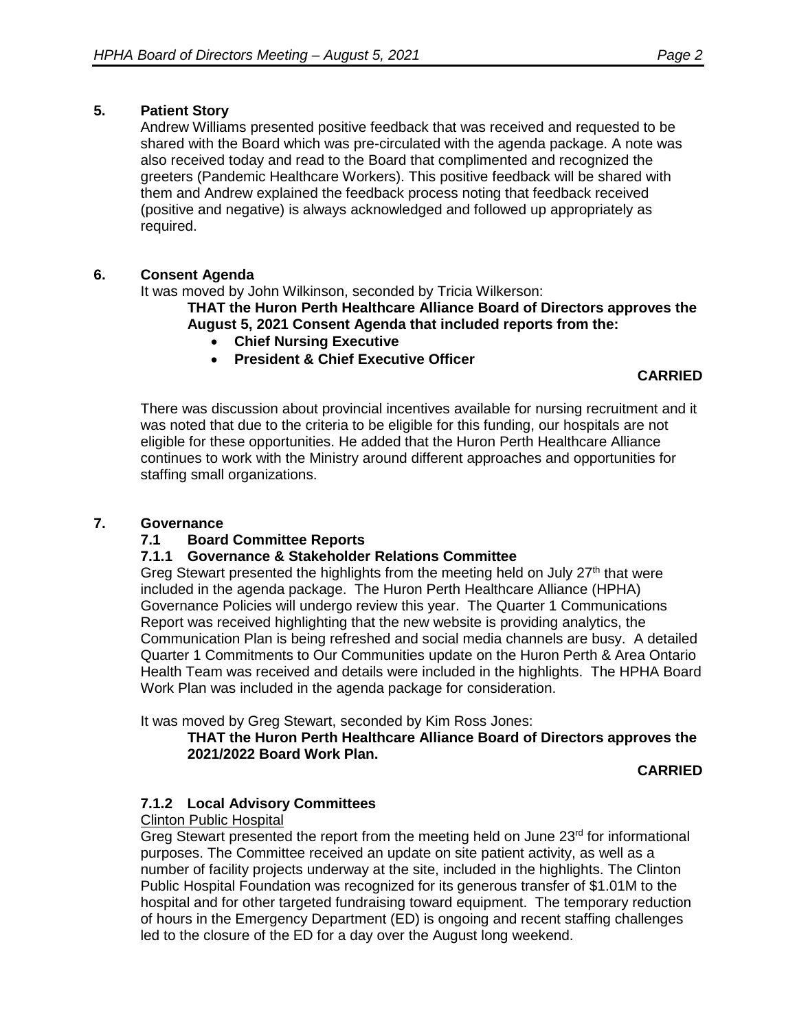## 5. Patient Story

Andrew Williams presented positive feedback that was received and requested to be shared with the Board which was pre-circulated with the agenda package. A note was also received today and read to the Board that complimented and recognized the greeters (Pandemic Healthcare Workers). This positive feedback will be shared with them and Andrew explained the feedback process noting that feedback received (positive and negative) is always acknowledged and followed up appropriately as required.

## 6. Consent Agenda

It was moved by John Wilkinson, seconded by Tricia Wilkerson:

**THAT the Huron Perth Healthcare Alliance Board of Directors approves the August 5, 2021 Consent Agenda that included reports from the:**

- **Chief Nursing Executive**
- **President & Chief Executive Officer**

**CARRIED**

There was discussion about provincial incentives available for nursing recruitment and it was noted that due to the criteria to be eligible for this funding, our hospitals are not eligible for these opportunities. He added that the Huron Perth Healthcare Alliance continues to work with the Ministry around different approaches and opportunities for staffing small organizations.

## 7. Governance

### 7.1 Board Committee Reports

#### 7.1.1 Governance & Stakeholder Relations Committee

Greg Stewart presented the highlights from the meeting held on July 27th that were included in the agenda package. The Huron Perth Healthcare Alliance (HPHA) Governance Policies will undergo review this year. The Quarter 1 Communications Report was received highlighting that the new website is providing analytics, the Communication Plan is being refreshed and social media channels are busy. A detailed Quarter 1 Commitments to Our Communities update on the Huron Perth & Area Ontario Health Team was received and details were included in the highlights. The HPHA Board Work Plan was included in the agenda package for consideration.

It was moved by Greg Stewart, seconded by Kim Ross Jones:

**THAT the Huron Perth Healthcare Alliance Board of Directors approves the 2021/2022 Board Work Plan.**

**CARRIED**

#### 7.1.2 Local Advisory Committees

Clinton Public Hospital

Greg Stewart presented the report from the meeting held on June 23rd for informational purposes. The Committee received an update on site patient activity, as well as a number of facility projects underway at the site, included in the highlights. The Clinton Public Hospital Foundation was recognized for its generous transfer of $1.01M to the hospital and for other targeted fundraising toward equipment. The temporary reduction of hours in the Emergency Department (ED) is ongoing and recent staffing challenges led to the closure of the ED for a day over the August long weekend.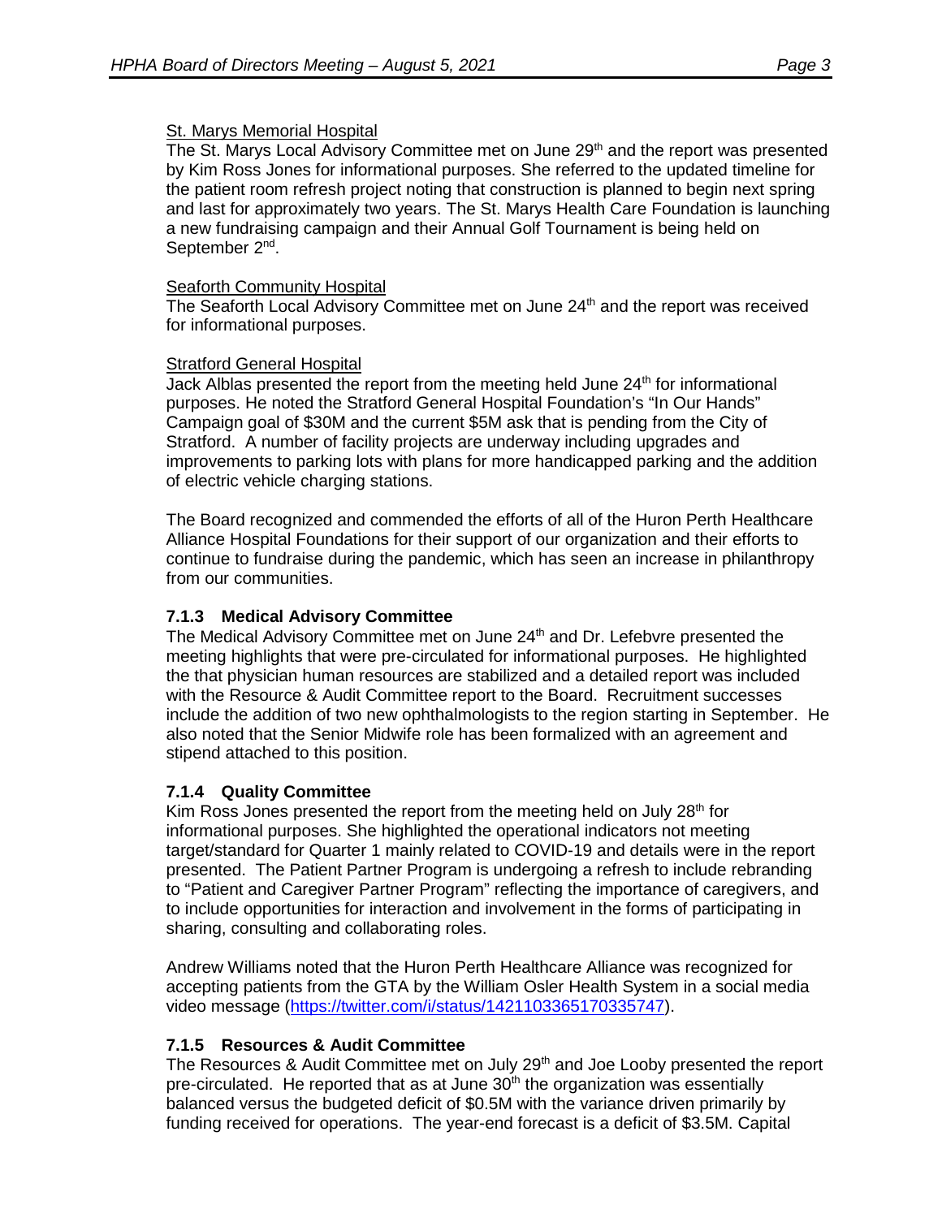St. Marys Memorial Hospital

The St. Marys Local Advisory Committee met on June 29th and the report was presented by Kim Ross Jones for informational purposes. She referred to the updated timeline for the patient room refresh project noting that construction is planned to begin next spring and last for approximately two years. The St. Marys Health Care Foundation is launching a new fundraising campaign and their Annual Golf Tournament is being held on September 2nd.

Seaforth Community Hospital

The Seaforth Local Advisory Committee met on June 24th and the report was received for informational purposes.

Stratford General Hospital

Jack Alblas presented the report from the meeting held June 24th for informational purposes. He noted the Stratford General Hospital Foundation's "In Our Hands" Campaign goal of $30M and the current $5M ask that is pending from the City of Stratford. A number of facility projects are underway including upgrades and improvements to parking lots with plans for more handicapped parking and the addition of electric vehicle charging stations.

The Board recognized and commended the efforts of all of the Huron Perth Healthcare Alliance Hospital Foundations for their support of our organization and their efforts to continue to fundraise during the pandemic, which has seen an increase in philanthropy from our communities.

### 7.1.3 Medical Advisory Committee

The Medical Advisory Committee met on June 24th and Dr. Lefebvre presented the meeting highlights that were pre-circulated for informational purposes. He highlighted the that physician human resources are stabilized and a detailed report was included with the Resource & Audit Committee report to the Board. Recruitment successes include the addition of two new ophthalmologists to the region starting in September. He also noted that the Senior Midwife role has been formalized with an agreement and stipend attached to this position.

### 7.1.4 Quality Committee

Kim Ross Jones presented the report from the meeting held on July 28th for informational purposes. She highlighted the operational indicators not meeting target/standard for Quarter 1 mainly related to COVID-19 and details were in the report presented. The Patient Partner Program is undergoing a refresh to include rebranding to "Patient and Caregiver Partner Program" reflecting the importance of caregivers, and to include opportunities for interaction and involvement in the forms of participating in sharing, consulting and collaborating roles.

Andrew Williams noted that the Huron Perth Healthcare Alliance was recognized for accepting patients from the GTA by the William Osler Health System in a social media video message (https://twitter.com/i/status/1421103365170335747).

### 7.1.5 Resources & Audit Committee

The Resources & Audit Committee met on July 29th and Joe Looby presented the report pre-circulated. He reported that as at June 30th the organization was essentially balanced versus the budgeted deficit of $0.5M with the variance driven primarily by funding received for operations. The year-end forecast is a deficit of $3.5M. Capital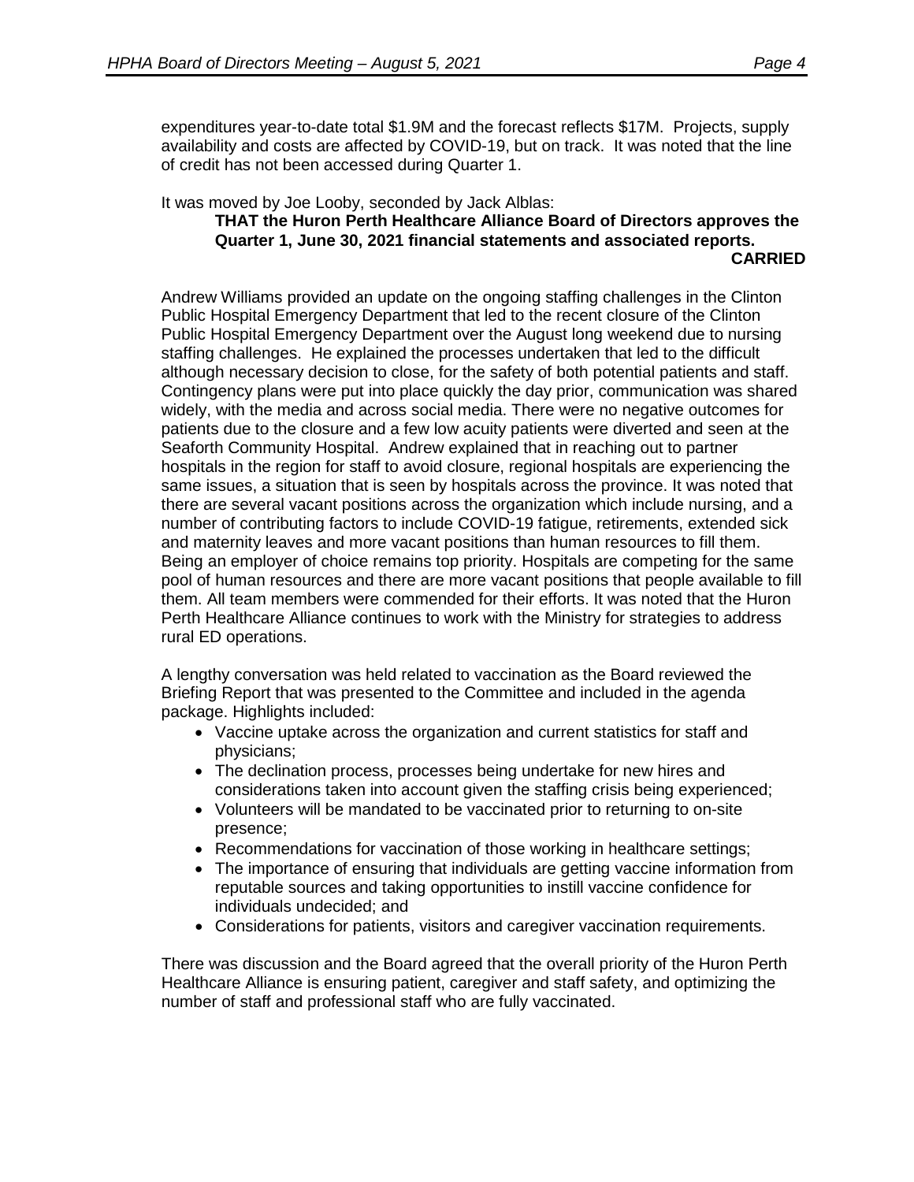expenditures year-to-date total $1.9M and the forecast reflects $17M. Projects, supply availability and costs are affected by COVID-19, but on track. It was noted that the line of credit has not been accessed during Quarter 1.

It was moved by Joe Looby, seconded by Jack Alblas:

> **THAT the Huron Perth Healthcare Alliance Board of Directors approves the Quarter 1, June 30, 2021 financial statements and associated reports.**
>
> **CARRIED**

Andrew Williams provided an update on the ongoing staffing challenges in the Clinton Public Hospital Emergency Department that led to the recent closure of the Clinton Public Hospital Emergency Department over the August long weekend due to nursing staffing challenges. He explained the processes undertaken that led to the difficult although necessary decision to close, for the safety of both potential patients and staff. Contingency plans were put into place quickly the day prior, communication was shared widely, with the media and across social media. There were no negative outcomes for patients due to the closure and a few low acuity patients were diverted and seen at the Seaforth Community Hospital. Andrew explained that in reaching out to partner hospitals in the region for staff to avoid closure, regional hospitals are experiencing the same issues, a situation that is seen by hospitals across the province. It was noted that there are several vacant positions across the organization which include nursing, and a number of contributing factors to include COVID-19 fatigue, retirements, extended sick and maternity leaves and more vacant positions than human resources to fill them. Being an employer of choice remains top priority. Hospitals are competing for the same pool of human resources and there are more vacant positions that people available to fill them. All team members were commended for their efforts. It was noted that the Huron Perth Healthcare Alliance continues to work with the Ministry for strategies to address rural ED operations.

A lengthy conversation was held related to vaccination as the Board reviewed the Briefing Report that was presented to the Committee and included in the agenda package. Highlights included:

- Vaccine uptake across the organization and current statistics for staff and physicians;
- The declination process, processes being undertake for new hires and considerations taken into account given the staffing crisis being experienced;
- Volunteers will be mandated to be vaccinated prior to returning to on-site presence;
- Recommendations for vaccination of those working in healthcare settings;
- The importance of ensuring that individuals are getting vaccine information from reputable sources and taking opportunities to instill vaccine confidence for individuals undecided; and
- Considerations for patients, visitors and caregiver vaccination requirements.

There was discussion and the Board agreed that the overall priority of the Huron Perth Healthcare Alliance is ensuring patient, caregiver and staff safety, and optimizing the number of staff and professional staff who are fully vaccinated.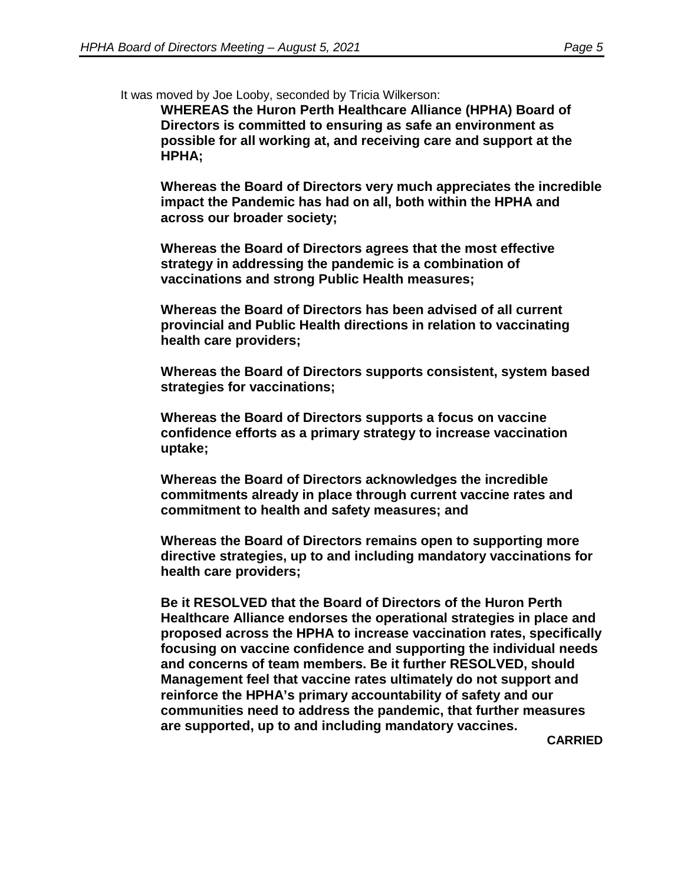It was moved by Joe Looby, seconded by Tricia Wilkerson:

**WHEREAS the Huron Perth Healthcare Alliance (HPHA) Board of Directors is committed to ensuring as safe an environment as possible for all working at, and receiving care and support at the HPHA;**

**Whereas the Board of Directors very much appreciates the incredible impact the Pandemic has had on all, both within the HPHA and across our broader society;**

**Whereas the Board of Directors agrees that the most effective strategy in addressing the pandemic is a combination of vaccinations and strong Public Health measures;**

**Whereas the Board of Directors has been advised of all current provincial and Public Health directions in relation to vaccinating health care providers;**

**Whereas the Board of Directors supports consistent, system based strategies for vaccinations;**

**Whereas the Board of Directors supports a focus on vaccine confidence efforts as a primary strategy to increase vaccination uptake;**

**Whereas the Board of Directors acknowledges the incredible commitments already in place through current vaccine rates and commitment to health and safety measures; and**

**Whereas the Board of Directors remains open to supporting more directive strategies, up to and including mandatory vaccinations for health care providers;**

**Be it RESOLVED that the Board of Directors of the Huron Perth Healthcare Alliance endorses the operational strategies in place and proposed across the HPHA to increase vaccination rates, specifically focusing on vaccine confidence and supporting the individual needs and concerns of team members. Be it further RESOLVED, should Management feel that vaccine rates ultimately do not support and reinforce the HPHA's primary accountability of safety and our communities need to address the pandemic, that further measures are supported, up to and including mandatory vaccines.**

**CARRIED**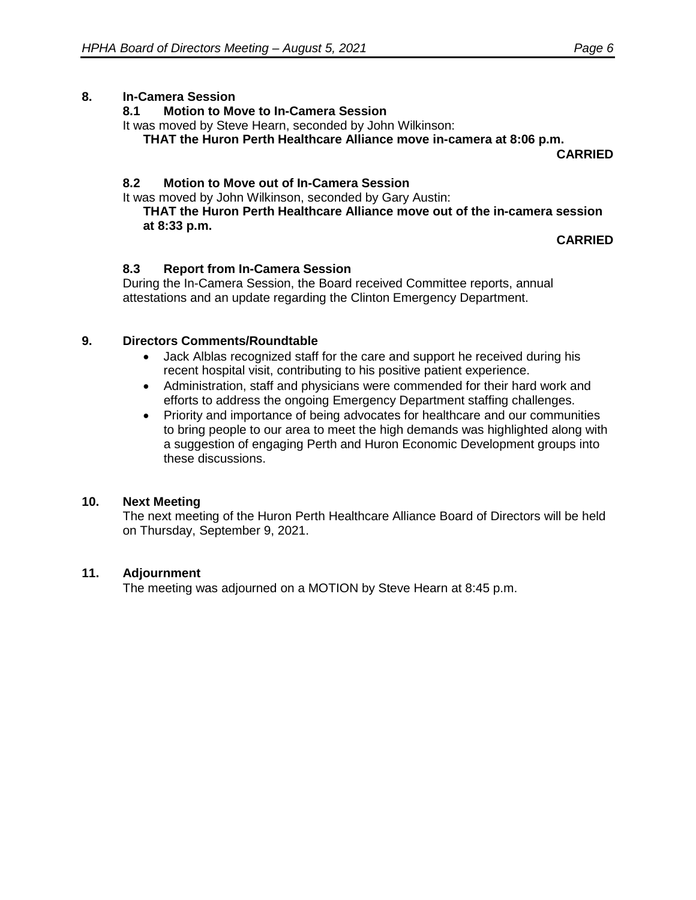## 8. In-Camera Session

### 8.1 Motion to Move to In-Camera Session

It was moved by Steve Hearn, seconded by John Wilkinson:

**THAT the Huron Perth Healthcare Alliance move in-camera at 8:06 p.m.**

**CARRIED**

### 8.2 Motion to Move out of In-Camera Session

It was moved by John Wilkinson, seconded by Gary Austin:

**THAT the Huron Perth Healthcare Alliance move out of the in-camera session at 8:33 p.m.**

**CARRIED**

### 8.3 Report from In-Camera Session

During the In-Camera Session, the Board received Committee reports, annual attestations and an update regarding the Clinton Emergency Department.

## 9. Directors Comments/Roundtable

- Jack Alblas recognized staff for the care and support he received during his recent hospital visit, contributing to his positive patient experience.
- Administration, staff and physicians were commended for their hard work and efforts to address the ongoing Emergency Department staffing challenges.
- Priority and importance of being advocates for healthcare and our communities to bring people to our area to meet the high demands was highlighted along with a suggestion of engaging Perth and Huron Economic Development groups into these discussions.

## 10. Next Meeting

The next meeting of the Huron Perth Healthcare Alliance Board of Directors will be held on Thursday, September 9, 2021.

## 11. Adjournment

The meeting was adjourned on a MOTION by Steve Hearn at 8:45 p.m.